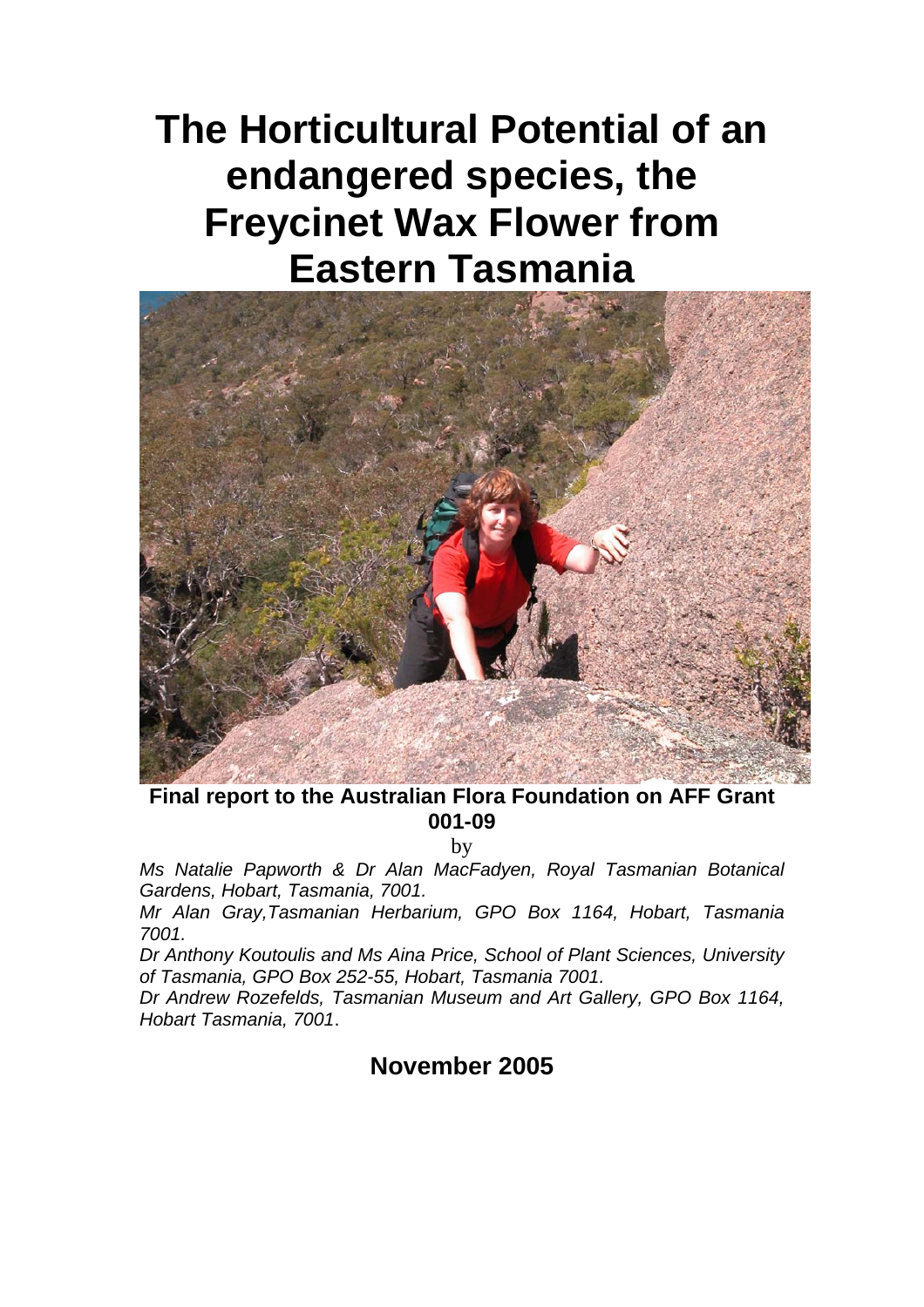# The Horticultural Potential of an endangered species, the Freycinet Wax Flower from Eastern Tasmania

**Final report to the Australian Flora Foundation on AFF Grant 001-09**

by

*Ms Natalie Papworth & Dr Alan MacFadyen, Royal Tasmanian Botanical Gardens, Hobart, Tasmania, 7001.*

*Mr Alan Gray,Tasmanian Herbarium, GPO Box 1164, Hobart, Tasmania 7001.*

*Dr Anthony Koutoulis and Ms Aina Price, School of Plant Sciences, University of Tasmania, GPO Box 252-55, Hobart, Tasmania 7001.*

*Dr Andrew Rozefelds, Tasmanian Museum and Art Gallery, GPO Box 1164, Hobart Tasmania, 7001*.

## November 2005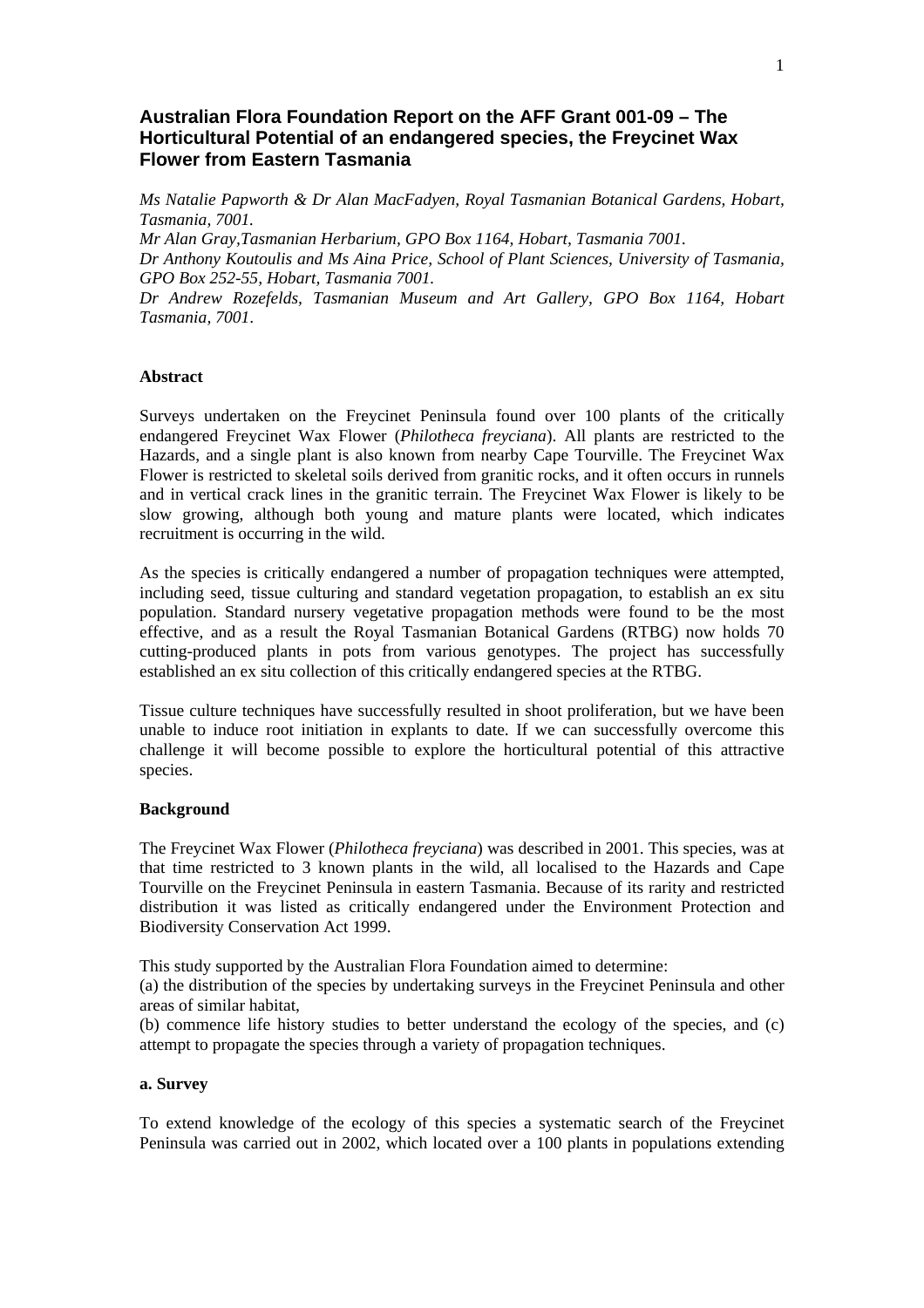# Australian Flora Foundation Report on the AFF Grant 001-09 – The Horticultural Potential of an endangered species, the Freycinet Wax Flower from Eastern Tasmania

*Ms Natalie Papworth & Dr Alan MacFadyen, Royal Tasmanian Botanical Gardens, Hobart, Tasmania, 7001.*
*Mr Alan Gray,Tasmanian Herbarium, GPO Box 1164, Hobart, Tasmania 7001.*
*Dr Anthony Koutoulis and Ms Aina Price, School of Plant Sciences, University of Tasmania, GPO Box 252-55, Hobart, Tasmania 7001.*
*Dr Andrew Rozefelds, Tasmanian Museum and Art Gallery, GPO Box 1164, Hobart Tasmania, 7001.*

**Abstract**

Surveys undertaken on the Freycinet Peninsula found over 100 plants of the critically endangered Freycinet Wax Flower (*Philotheca freyciana*). All plants are restricted to the Hazards, and a single plant is also known from nearby Cape Tourville. The Freycinet Wax Flower is restricted to skeletal soils derived from granitic rocks, and it often occurs in runnels and in vertical crack lines in the granitic terrain. The Freycinet Wax Flower is likely to be slow growing, although both young and mature plants were located, which indicates recruitment is occurring in the wild.

As the species is critically endangered a number of propagation techniques were attempted, including seed, tissue culturing and standard vegetation propagation, to establish an ex situ population. Standard nursery vegetative propagation methods were found to be the most effective, and as a result the Royal Tasmanian Botanical Gardens (RTBG) now holds 70 cutting-produced plants in pots from various genotypes. The project has successfully established an ex situ collection of this critically endangered species at the RTBG.

Tissue culture techniques have successfully resulted in shoot proliferation, but we have been unable to induce root initiation in explants to date. If we can successfully overcome this challenge it will become possible to explore the horticultural potential of this attractive species.

**Background**

The Freycinet Wax Flower (*Philotheca freyciana*) was described in 2001. This species, was at that time restricted to 3 known plants in the wild, all localised to the Hazards and Cape Tourville on the Freycinet Peninsula in eastern Tasmania. Because of its rarity and restricted distribution it was listed as critically endangered under the Environment Protection and Biodiversity Conservation Act 1999.

This study supported by the Australian Flora Foundation aimed to determine:
(a) the distribution of the species by undertaking surveys in the Freycinet Peninsula and other areas of similar habitat,
(b) commence life history studies to better understand the ecology of the species, and (c) attempt to propagate the species through a variety of propagation techniques.

**a. Survey**

To extend knowledge of the ecology of this species a systematic search of the Freycinet Peninsula was carried out in 2002, which located over a 100 plants in populations extending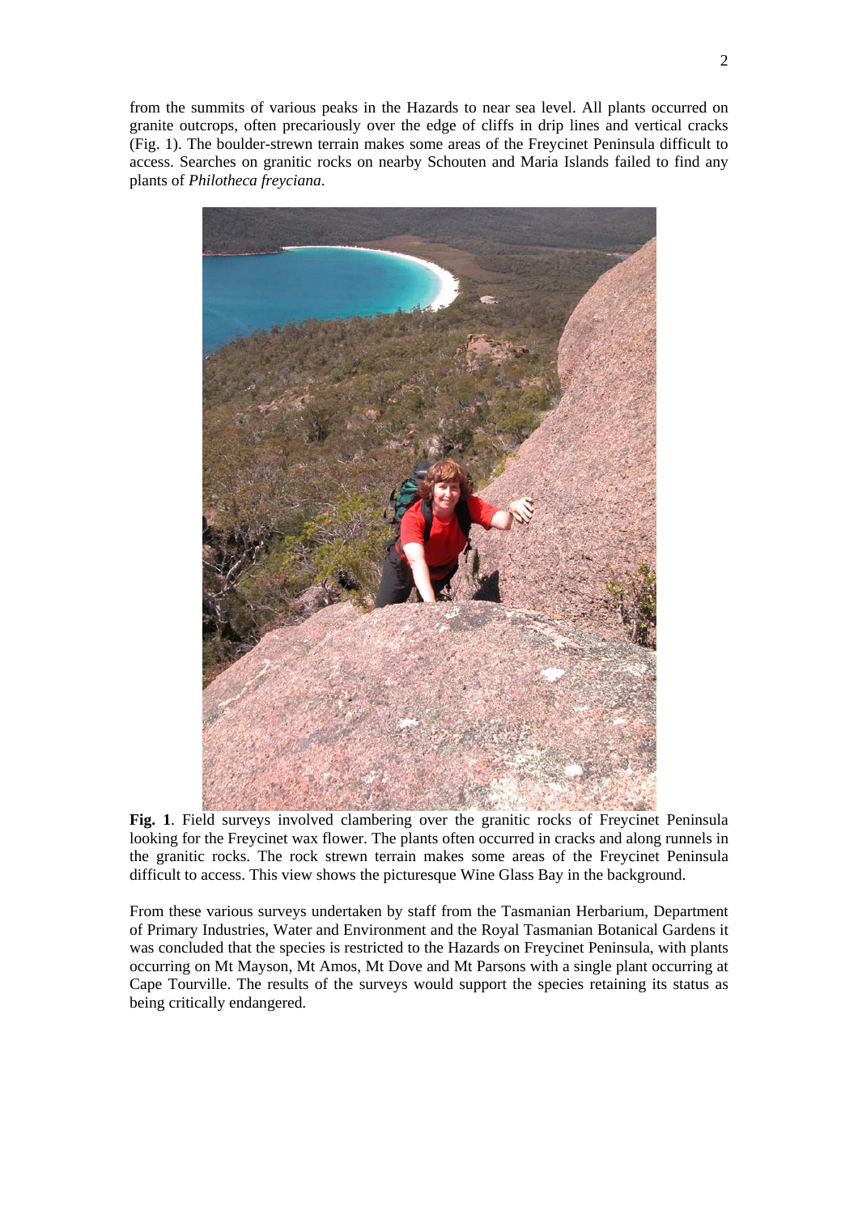from the summits of various peaks in the Hazards to near sea level. All plants occurred on granite outcrops, often precariously over the edge of cliffs in drip lines and vertical cracks (Fig. 1). The boulder-strewn terrain makes some areas of the Freycinet Peninsula difficult to access. Searches on granitic rocks on nearby Schouten and Maria Islands failed to find any plants of *Philotheca freyciana*.

**Fig. 1**. Field surveys involved clambering over the granitic rocks of Freycinet Peninsula looking for the Freycinet wax flower. The plants often occurred in cracks and along runnels in the granitic rocks. The rock strewn terrain makes some areas of the Freycinet Peninsula difficult to access. This view shows the picturesque Wine Glass Bay in the background.

From these various surveys undertaken by staff from the Tasmanian Herbarium, Department of Primary Industries, Water and Environment and the Royal Tasmanian Botanical Gardens it was concluded that the species is restricted to the Hazards on Freycinet Peninsula, with plants occurring on Mt Mayson, Mt Amos, Mt Dove and Mt Parsons with a single plant occurring at Cape Tourville. The results of the surveys would support the species retaining its status as being critically endangered.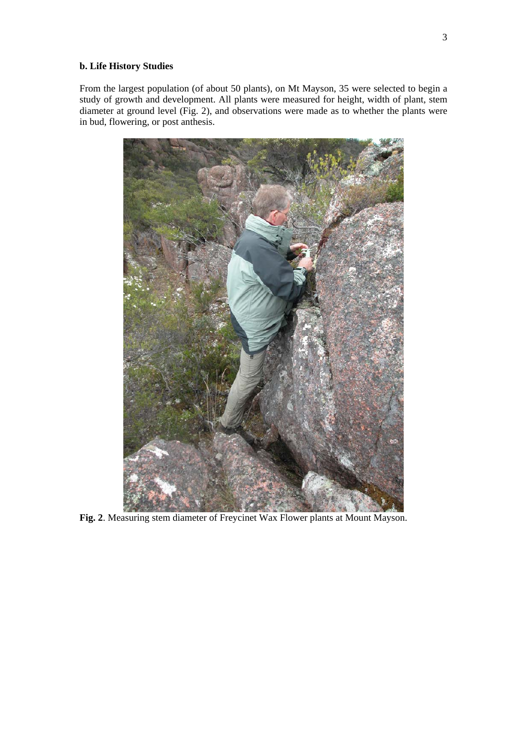**b. Life History Studies**

From the largest population (of about 50 plants), on Mt Mayson, 35 were selected to begin a study of growth and development. All plants were measured for height, width of plant, stem diameter at ground level (Fig. 2), and observations were made as to whether the plants were in bud, flowering, or post anthesis.

**Fig. 2**. Measuring stem diameter of Freycinet Wax Flower plants at Mount Mayson.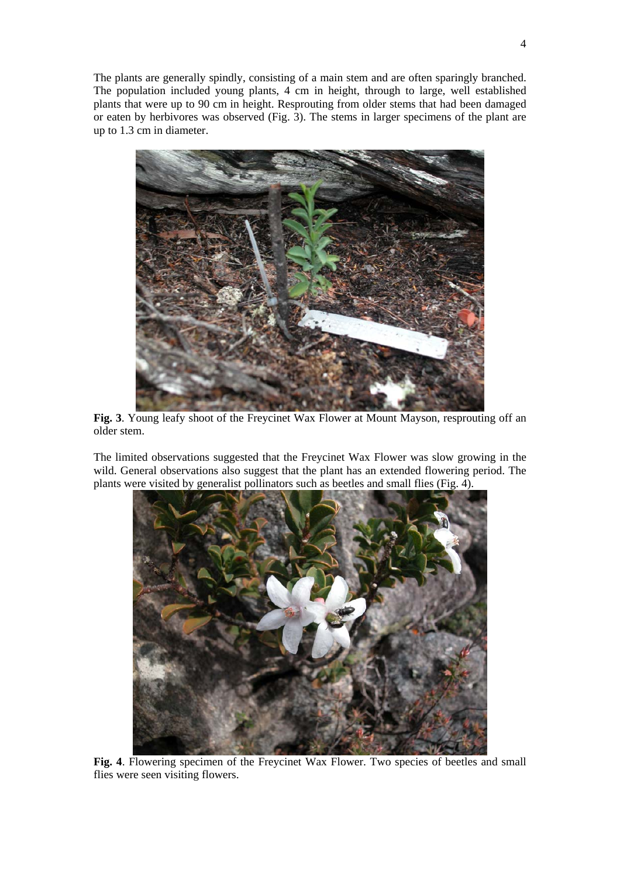The plants are generally spindly, consisting of a main stem and are often sparingly branched. The population included young plants, 4 cm in height, through to large, well established plants that were up to 90 cm in height. Resprouting from older stems that had been damaged or eaten by herbivores was observed (Fig. 3). The stems in larger specimens of the plant are up to 1.3 cm in diameter.

**Fig. 3**. Young leafy shoot of the Freycinet Wax Flower at Mount Mayson, resprouting off an older stem.

The limited observations suggested that the Freycinet Wax Flower was slow growing in the wild. General observations also suggest that the plant has an extended flowering period. The plants were visited by generalist pollinators such as beetles and small flies (Fig. 4).

**Fig. 4**. Flowering specimen of the Freycinet Wax Flower. Two species of beetles and small flies were seen visiting flowers.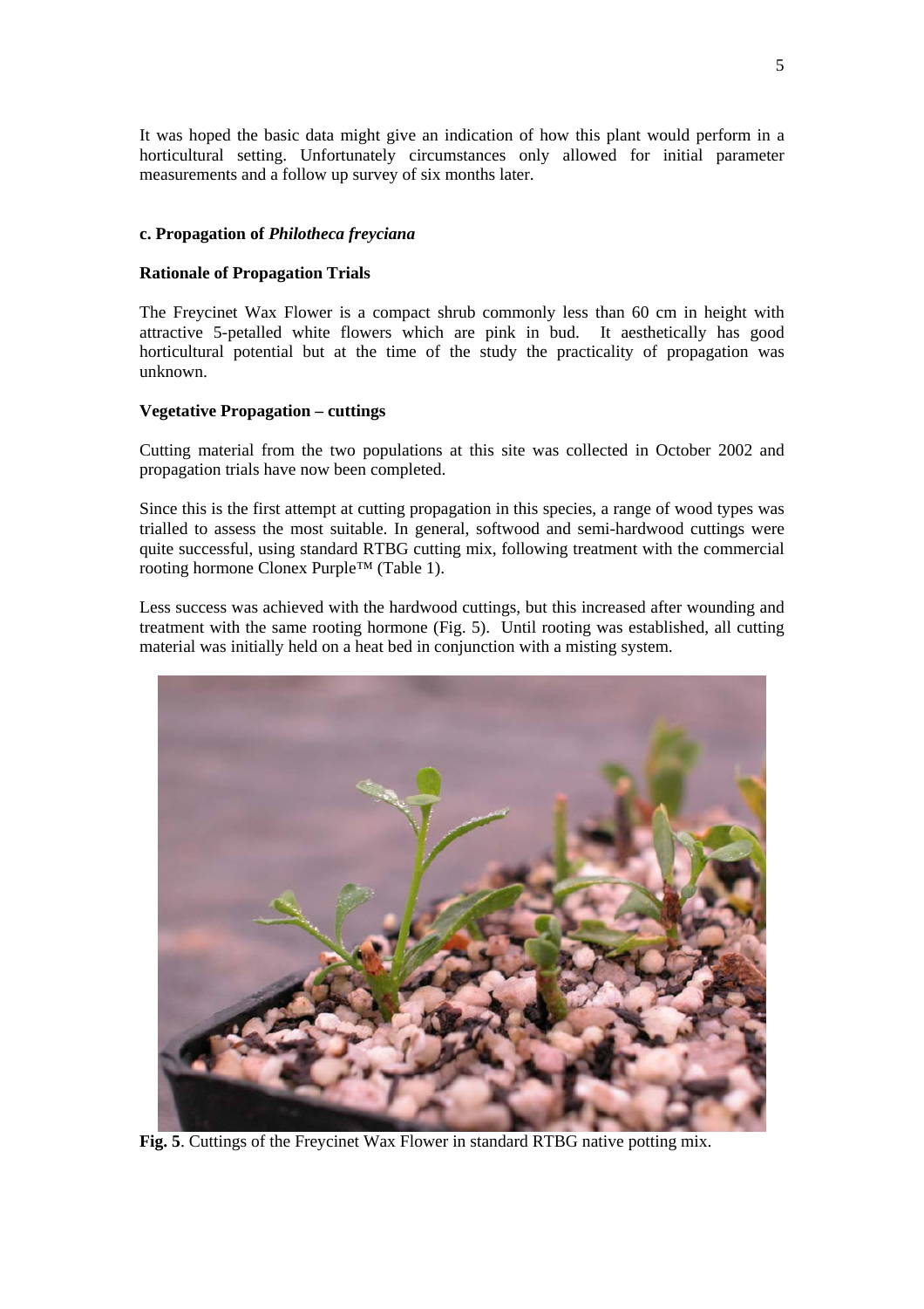It was hoped the basic data might give an indication of how this plant would perform in a horticultural setting. Unfortunately circumstances only allowed for initial parameter measurements and a follow up survey of six months later.

### c. Propagation of *Philotheca freyciana*

#### Rationale of Propagation Trials

The Freycinet Wax Flower is a compact shrub commonly less than 60 cm in height with attractive 5-petalled white flowers which are pink in bud. It aesthetically has good horticultural potential but at the time of the study the practicality of propagation was unknown.

#### Vegetative Propagation – cuttings

Cutting material from the two populations at this site was collected in October 2002 and propagation trials have now been completed.

Since this is the first attempt at cutting propagation in this species, a range of wood types was trialled to assess the most suitable. In general, softwood and semi-hardwood cuttings were quite successful, using standard RTBG cutting mix, following treatment with the commercial rooting hormone Clonex Purple™ (Table 1).

Less success was achieved with the hardwood cuttings, but this increased after wounding and treatment with the same rooting hormone (Fig. 5). Until rooting was established, all cutting material was initially held on a heat bed in conjunction with a misting system.

**Fig. 5**. Cuttings of the Freycinet Wax Flower in standard RTBG native potting mix.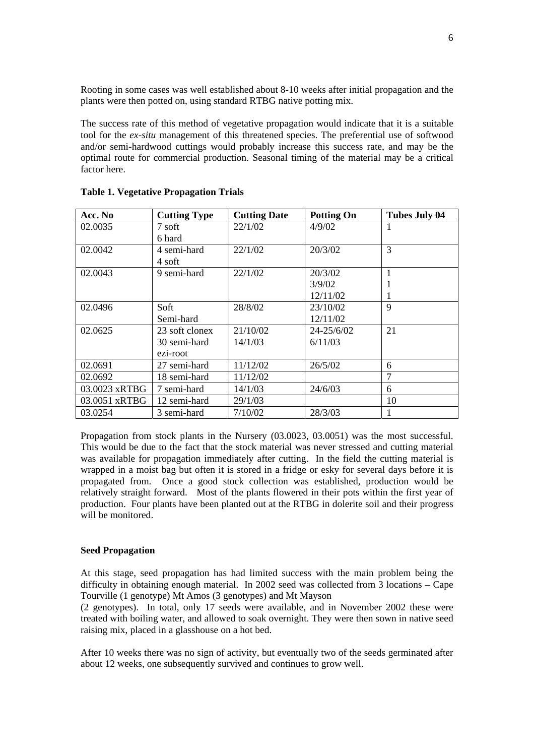Rooting in some cases was well established about 8-10 weeks after initial propagation and the plants were then potted on, using standard RTBG native potting mix.

The success rate of this method of vegetative propagation would indicate that it is a suitable tool for the *ex-situ* management of this threatened species. The preferential use of softwood and/or semi-hardwood cuttings would probably increase this success rate, and may be the optimal route for commercial production. Seasonal timing of the material may be a critical factor here.

**Table 1. Vegetative Propagation Trials**

| Acc. No | Cutting Type | Cutting Date | Potting On | Tubes July 04 |
|---|---|---|---|---|
| 02.0035 | 7 soft<br>6 hard | 22/1/02 | 4/9/02 | 1 |
| 02.0042 | 4 semi-hard<br>4 soft | 22/1/02 | 20/3/02 | 3 |
| 02.0043 | 9 semi-hard | 22/1/02 | 20/3/02<br>3/9/02<br>12/11/02 | 1<br>1<br>1 |
| 02.0496 | Soft<br>Semi-hard | 28/8/02 | 23/10/02<br>12/11/02 | 9 |
| 02.0625 | 23 soft clonex<br>30 semi-hard<br>ezi-root | 21/10/02<br>14/1/03 | 24-25/6/02<br>6/11/03 | 21 |
| 02.0691 | 27 semi-hard | 11/12/02 | 26/5/02 | 6 |
| 02.0692 | 18 semi-hard | 11/12/02 | | 7 |
| 03.0023 xRTBG | 7 semi-hard | 14/1/03 | 24/6/03 | 6 |
| 03.0051 xRTBG | 12 semi-hard | 29/1/03 | | 10 |
| 03.0254 | 3 semi-hard | 7/10/02 | 28/3/03 | 1 |

Propagation from stock plants in the Nursery (03.0023, 03.0051) was the most successful. This would be due to the fact that the stock material was never stressed and cutting material was available for propagation immediately after cutting. In the field the cutting material is wrapped in a moist bag but often it is stored in a fridge or esky for several days before it is propagated from. Once a good stock collection was established, production would be relatively straight forward. Most of the plants flowered in their pots within the first year of production. Four plants have been planted out at the RTBG in dolerite soil and their progress will be monitored.

**Seed Propagation**

At this stage, seed propagation has had limited success with the main problem being the difficulty in obtaining enough material. In 2002 seed was collected from 3 locations – Cape Tourville (1 genotype) Mt Amos (3 genotypes) and Mt Mayson (2 genotypes). In total, only 17 seeds were available, and in November 2002 these were treated with boiling water, and allowed to soak overnight. They were then sown in native seed raising mix, placed in a glasshouse on a hot bed.

After 10 weeks there was no sign of activity, but eventually two of the seeds germinated after about 12 weeks, one subsequently survived and continues to grow well.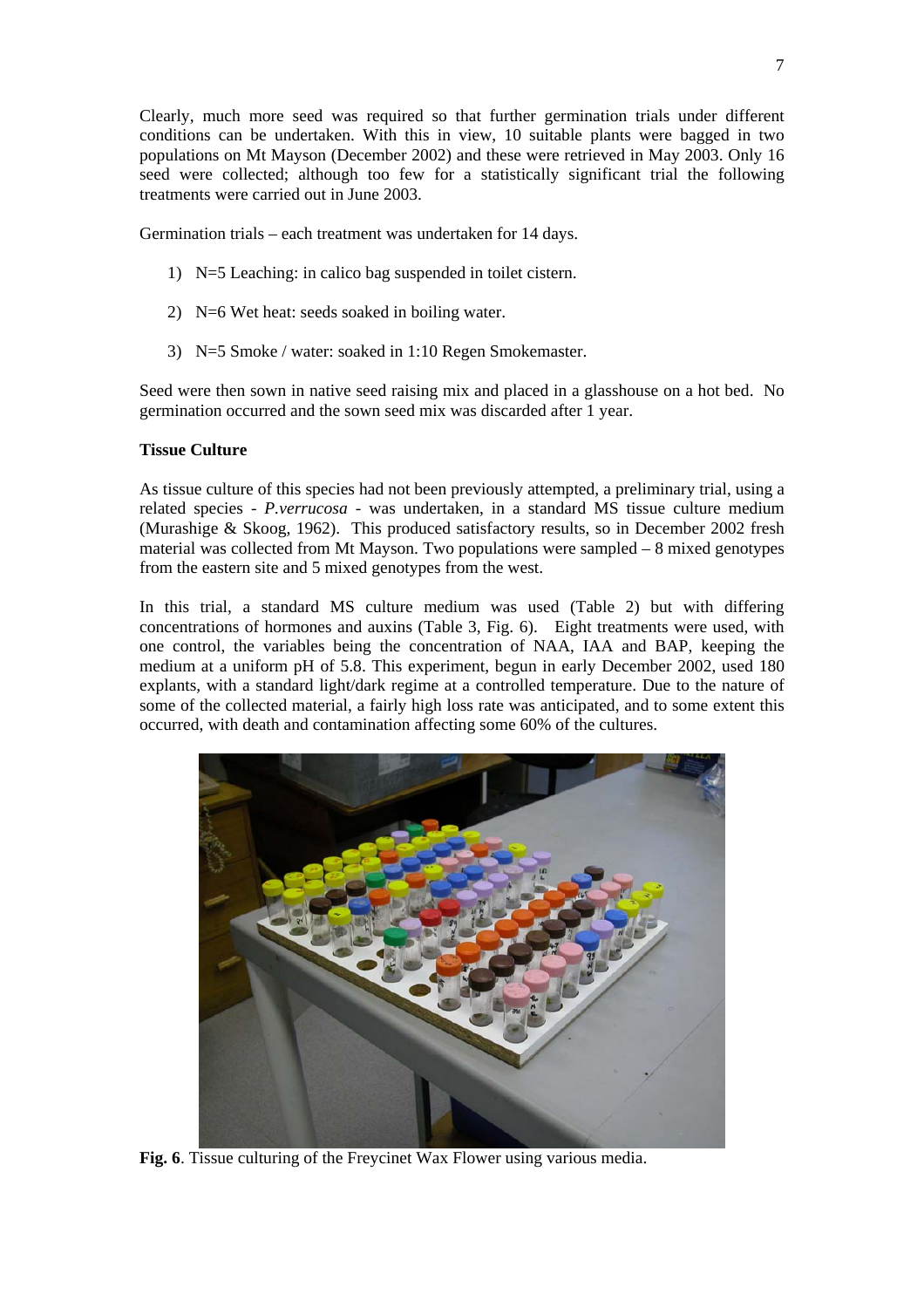Clearly, much more seed was required so that further germination trials under different conditions can be undertaken. With this in view, 10 suitable plants were bagged in two populations on Mt Mayson (December 2002) and these were retrieved in May 2003. Only 16 seed were collected; although too few for a statistically significant trial the following treatments were carried out in June 2003.

Germination trials – each treatment was undertaken for 14 days.

1) N=5 Leaching: in calico bag suspended in toilet cistern.
2) N=6 Wet heat: seeds soaked in boiling water.
3) N=5 Smoke / water: soaked in 1:10 Regen Smokemaster.

Seed were then sown in native seed raising mix and placed in a glasshouse on a hot bed. No germination occurred and the sown seed mix was discarded after 1 year.

**Tissue Culture**

As tissue culture of this species had not been previously attempted, a preliminary trial, using a related species - *P.verrucosa* - was undertaken, in a standard MS tissue culture medium (Murashige & Skoog, 1962). This produced satisfactory results, so in December 2002 fresh material was collected from Mt Mayson. Two populations were sampled – 8 mixed genotypes from the eastern site and 5 mixed genotypes from the west.

In this trial, a standard MS culture medium was used (Table 2) but with differing concentrations of hormones and auxins (Table 3, Fig. 6). Eight treatments were used, with one control, the variables being the concentration of NAA, IAA and BAP, keeping the medium at a uniform pH of 5.8. This experiment, begun in early December 2002, used 180 explants, with a standard light/dark regime at a controlled temperature. Due to the nature of some of the collected material, a fairly high loss rate was anticipated, and to some extent this occurred, with death and contamination affecting some 60% of the cultures.

**Fig. 6**. Tissue culturing of the Freycinet Wax Flower using various media.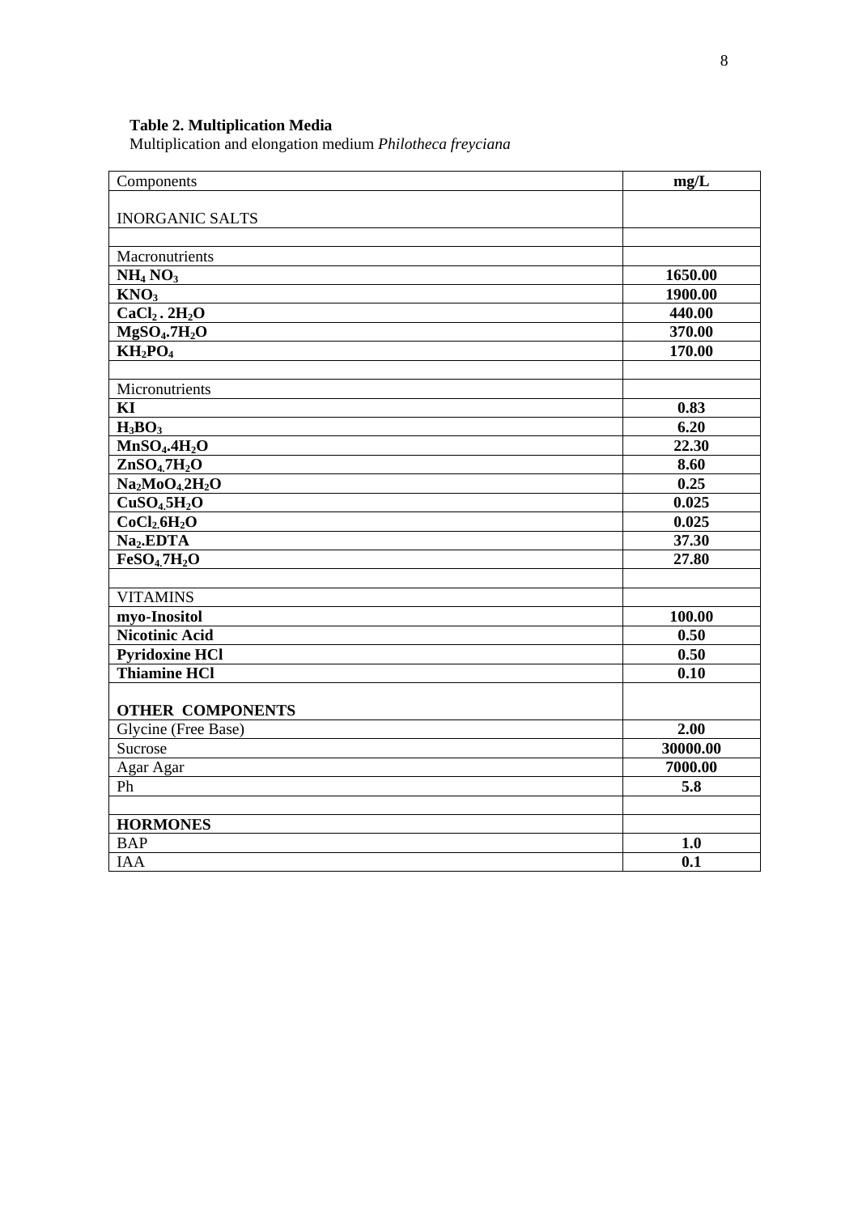**Table 2. Multiplication Media**

Multiplication and elongation medium *Philotheca freyciana*

| Components | **mg/L** |
|---|---|
| INORGANIC SALTS | |
| | |
| Macronutrients | |
| **$NH_4NO_3$** | **1650.00** |
| **$KNO_3$** | **1900.00** |
| **$CaCl_2 . 2H_2O$** | **440.00** |
| **$MgSO_4.7H_2O$** | **370.00** |
| **$KH_2PO_4$** | **170.00** |
| | |
| Micronutrients | |
| **KI** | **0.83** |
| **$H_3BO_3$** | **6.20** |
| **$MnSO_4.4H_2O$** | **22.30** |
| **$ZnSO_4.7H_2O$** | **8.60** |
| **$Na_2MoO_4.2H_2O$** | **0.25** |
| **$CuSO_4.5H_2O$** | **0.025** |
| **$CoCl_2.6H_2O$** | **0.025** |
| **$Na_2.EDTA$** | **37.30** |
| **$FeSO_4.7H_2O$** | **27.80** |
| | |
| VITAMINS | |
| **myo-Inositol** | **100.00** |
| **Nicotinic Acid** | **0.50** |
| **Pyridoxine HCl** | **0.50** |
| **Thiamine HCl** | **0.10** |
| **OTHER COMPONENTS** | |
| Glycine (Free Base) | **2.00** |
| Sucrose | **30000.00** |
| Agar Agar | **7000.00** |
| Ph | **5.8** |
| | |
| **HORMONES** | |
| BAP | **1.0** |
| IAA | **0.1** |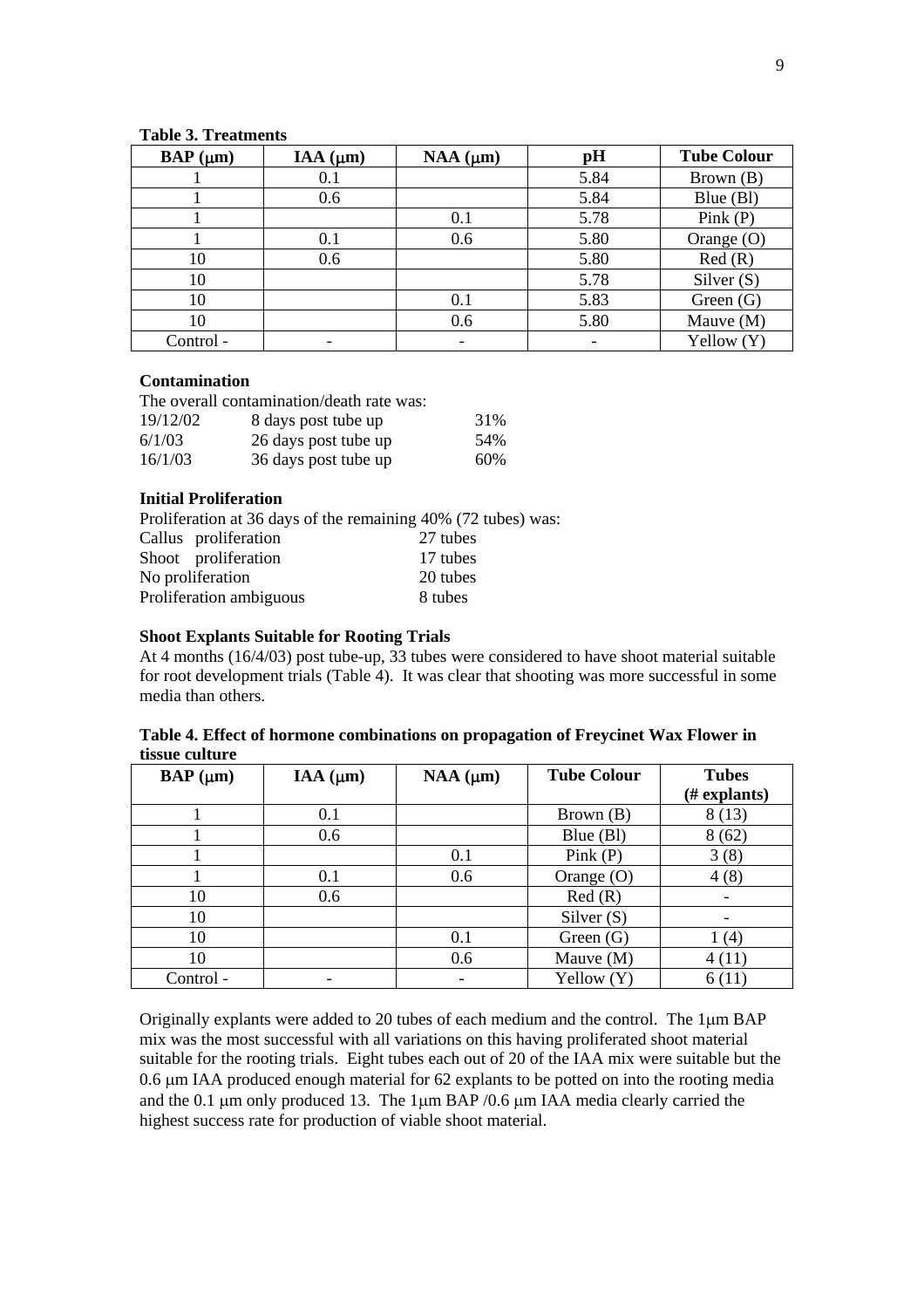**Table 3. Treatments**

| BAP (μm) | IAA (μm) | NAA (μm) | pH | Tube Colour |
|---|---|---|---|---|
| 1 | 0.1 | | 5.84 | Brown (B) |
| 1 | 0.6 | | 5.84 | Blue (Bl) |
| 1 | | 0.1 | 5.78 | Pink (P) |
| 1 | 0.1 | 0.6 | 5.80 | Orange (O) |
| 10 | 0.6 | | 5.80 | Red (R) |
| 10 | | | 5.78 | Silver (S) |
| 10 | | 0.1 | 5.83 | Green (G) |
| 10 | | 0.6 | 5.80 | Mauve (M) |
| Control - | - | - | - | Yellow (Y) |

**Contamination**

The overall contamination/death rate was:

| | | |
|---|---|---|
| 19/12/02 | 8 days post tube up | 31% |
| 6/1/03 | 26 days post tube up | 54% |
| 16/1/03 | 36 days post tube up | 60% |

**Initial Proliferation**

Proliferation at 36 days of the remaining 40% (72 tubes) was:

| | |
|---|---|
| Callus proliferation | 27 tubes |
| Shoot proliferation | 17 tubes |
| No proliferation | 20 tubes |
| Proliferation ambiguous | 8 tubes |

**Shoot Explants Suitable for Rooting Trials**

At 4 months (16/4/03) post tube-up, 33 tubes were considered to have shoot material suitable for root development trials (Table 4). It was clear that shooting was more successful in some media than others.

**Table 4. Effect of hormone combinations on propagation of Freycinet Wax Flower in tissue culture**

| BAP (μm) | IAA (μm) | NAA (μm) | Tube Colour | Tubes (# explants) |
|---|---|---|---|---|
| 1 | 0.1 | | Brown (B) | 8 (13) |
| 1 | 0.6 | | Blue (Bl) | 8 (62) |
| 1 | | 0.1 | Pink (P) | 3 (8) |
| 1 | 0.1 | 0.6 | Orange (O) | 4 (8) |
| 10 | 0.6 | | Red (R) | - |
| 10 | | | Silver (S) | - |
| 10 | | 0.1 | Green (G) | 1 (4) |
| 10 | | 0.6 | Mauve (M) | 4 (11) |
| Control - | - | - | Yellow (Y) | 6 (11) |

Originally explants were added to 20 tubes of each medium and the control. The 1μm BAP mix was the most successful with all variations on this having proliferated shoot material suitable for the rooting trials. Eight tubes each out of 20 of the IAA mix were suitable but the 0.6 μm IAA produced enough material for 62 explants to be potted on into the rooting media and the 0.1 μm only produced 13. The 1μm BAP /0.6 μm IAA media clearly carried the highest success rate for production of viable shoot material.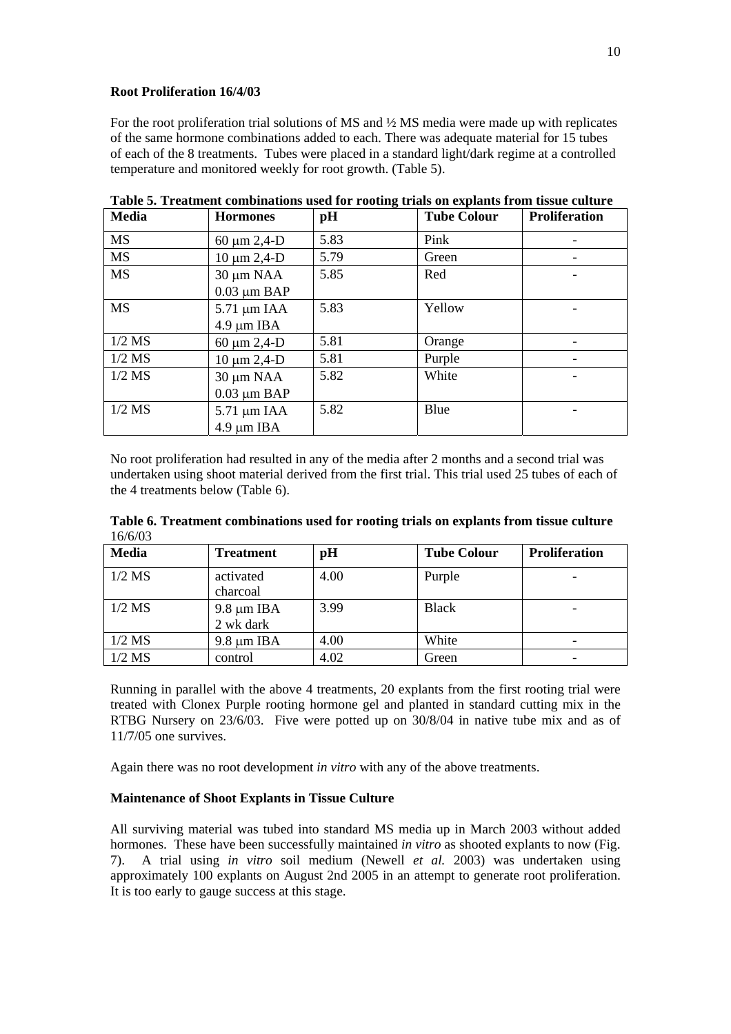**Root Proliferation 16/4/03**

For the root proliferation trial solutions of MS and ½ MS media were made up with replicates of the same hormone combinations added to each. There was adequate material for 15 tubes of each of the 8 treatments. Tubes were placed in a standard light/dark regime at a controlled temperature and monitored weekly for root growth. (Table 5).

**Table 5. Treatment combinations used for rooting trials on explants from tissue culture**

| Media | Hormones | pH | Tube Colour | Proliferation |
|---|---|---|---|---|
| MS | 60 μm 2,4-D | 5.83 | Pink | - |
| MS | 10 μm 2,4-D | 5.79 | Green | - |
| MS | 30 μm NAA<br>0.03 μm BAP | 5.85 | Red | - |
| MS | 5.71 μm IAA<br>4.9 μm IBA | 5.83 | Yellow | - |
| 1/2 MS | 60 μm 2,4-D | 5.81 | Orange | - |
| 1/2 MS | 10 μm 2,4-D | 5.81 | Purple | - |
| 1/2 MS | 30 μm NAA<br>0.03 μm BAP | 5.82 | White | - |
| 1/2 MS | 5.71 μm IAA<br>4.9 μm IBA | 5.82 | Blue | - |

No root proliferation had resulted in any of the media after 2 months and a second trial was undertaken using shoot material derived from the first trial. This trial used 25 tubes of each of the 4 treatments below (Table 6).

**Table 6. Treatment combinations used for rooting trials on explants from tissue culture** 16/6/03

| Media | Treatment | pH | Tube Colour | Proliferation |
|---|---|---|---|---|
| 1/2 MS | activated charcoal | 4.00 | Purple | - |
| 1/2 MS | 9.8 μm IBA<br>2 wk dark | 3.99 | Black | - |
| 1/2 MS | 9.8 μm IBA | 4.00 | White | - |
| 1/2 MS | control | 4.02 | Green | - |

Running in parallel with the above 4 treatments, 20 explants from the first rooting trial were treated with Clonex Purple rooting hormone gel and planted in standard cutting mix in the RTBG Nursery on 23/6/03. Five were potted up on 30/8/04 in native tube mix and as of 11/7/05 one survives.

Again there was no root development *in vitro* with any of the above treatments.

**Maintenance of Shoot Explants in Tissue Culture**

All surviving material was tubed into standard MS media up in March 2003 without added hormones. These have been successfully maintained *in vitro* as shooted explants to now (Fig. 7). A trial using *in vitro* soil medium (Newell *et al.* 2003) was undertaken using approximately 100 explants on August 2nd 2005 in an attempt to generate root proliferation. It is too early to gauge success at this stage.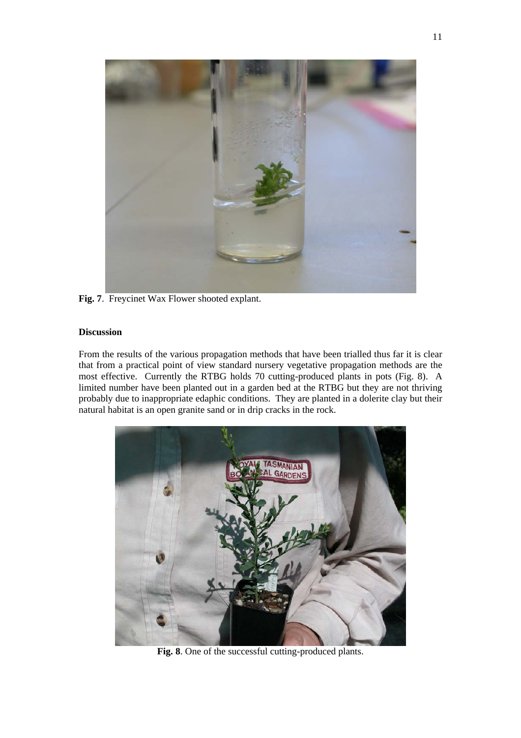**Fig. 7**. Freycinet Wax Flower shooted explant.

**Discussion**

From the results of the various propagation methods that have been trialled thus far it is clear that from a practical point of view standard nursery vegetative propagation methods are the most effective. Currently the RTBG holds 70 cutting-produced plants in pots (Fig. 8). A limited number have been planted out in a garden bed at the RTBG but they are not thriving probably due to inappropriate edaphic conditions. They are planted in a dolerite clay but their natural habitat is an open granite sand or in drip cracks in the rock.

**Fig. 8**. One of the successful cutting-produced plants.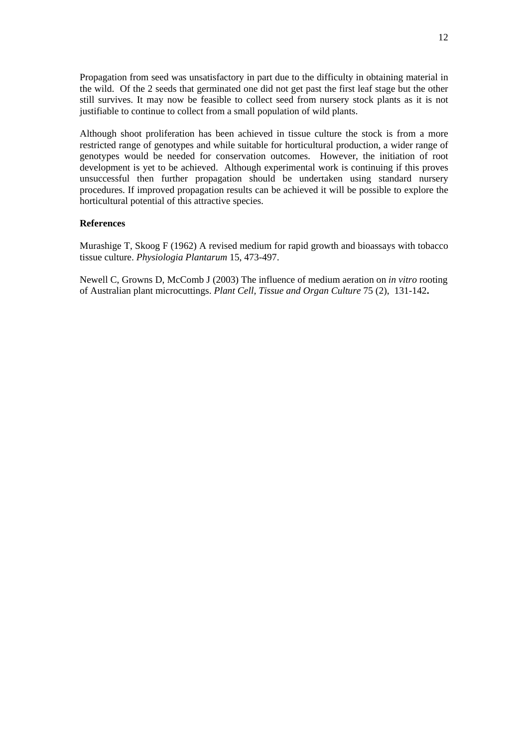Propagation from seed was unsatisfactory in part due to the difficulty in obtaining material in the wild. Of the 2 seeds that germinated one did not get past the first leaf stage but the other still survives. It may now be feasible to collect seed from nursery stock plants as it is not justifiable to continue to collect from a small population of wild plants.

Although shoot proliferation has been achieved in tissue culture the stock is from a more restricted range of genotypes and while suitable for horticultural production, a wider range of genotypes would be needed for conservation outcomes. However, the initiation of root development is yet to be achieved. Although experimental work is continuing if this proves unsuccessful then further propagation should be undertaken using standard nursery procedures. If improved propagation results can be achieved it will be possible to explore the horticultural potential of this attractive species.

**References**

Murashige T, Skoog F (1962) A revised medium for rapid growth and bioassays with tobacco tissue culture. *Physiologia Plantarum* 15, 473-497.

Newell C, Growns D, McComb J (2003) The influence of medium aeration on *in vitro* rooting of Australian plant microcuttings. *Plant Cell, Tissue and Organ Culture* 75 (2), 131-142.